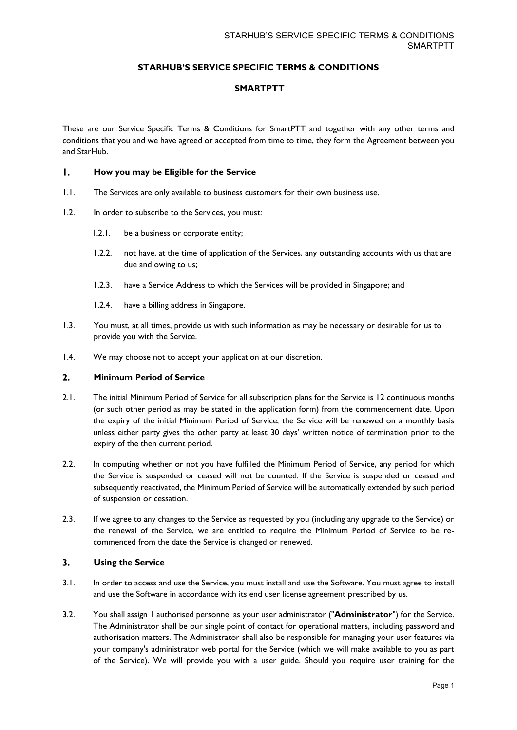# STARHUB'S SERVICE SPECIFIC TERMS & CONDITIONS

## SMARTPTT

These are our Service Specific Terms & Conditions for SmartPTT and together with any other terms and conditions that you and we have agreed or accepted from time to time, they form the Agreement between you and StarHub.

### 1. How you may be Eligible for the Service

1.1. The Services are only available to business customers for their own business use.

1.2. In order to subscribe to the Services, you must:

- 1.2.1. be a business or corporate entity;
- 1.2.2. not have, at the time of application of the Services, any outstanding accounts with us that are due and owing to us;
- 1.2.3. have a Service Address to which the Services will be provided in Singapore; and
- 1.2.4. have a billing address in Singapore.

1.3. You must, at all times, provide us with such information as may be necessary or desirable for us to provide you with the Service.

1.4. We may choose not to accept your application at our discretion.

### 2. Minimum Period of Service

2.1. The initial Minimum Period of Service for all subscription plans for the Service is 12 continuous months (or such other period as may be stated in the application form) from the commencement date. Upon the expiry of the initial Minimum Period of Service, the Service will be renewed on a monthly basis unless either party gives the other party at least 30 days' written notice of termination prior to the expiry of the then current period.

2.2. In computing whether or not you have fulfilled the Minimum Period of Service, any period for which the Service is suspended or ceased will not be counted. If the Service is suspended or ceased and subsequently reactivated, the Minimum Period of Service will be automatically extended by such period of suspension or cessation.

2.3. If we agree to any changes to the Service as requested by you (including any upgrade to the Service) or the renewal of the Service, we are entitled to require the Minimum Period of Service to be re-commenced from the date the Service is changed or renewed.

### 3. Using the Service

3.1. In order to access and use the Service, you must install and use the Software. You must agree to install and use the Software in accordance with its end user license agreement prescribed by us.

3.2. You shall assign 1 authorised personnel as your user administrator ("**Administrator**") for the Service. The Administrator shall be our single point of contact for operational matters, including password and authorisation matters. The Administrator shall also be responsible for managing your user features via your company's administrator web portal for the Service (which we will make available to you as part of the Service). We will provide you with a user guide. Should you require user training for the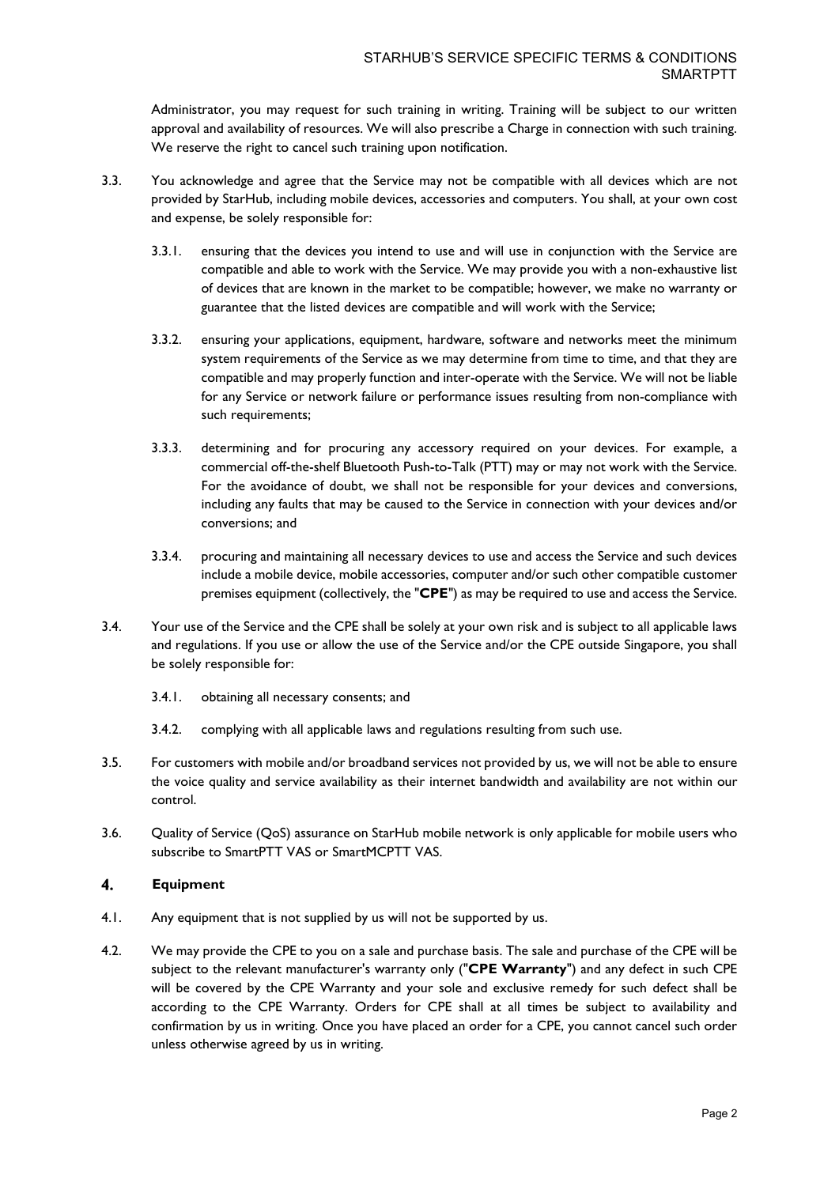Administrator, you may request for such training in writing. Training will be subject to our written approval and availability of resources. We will also prescribe a Charge in connection with such training. We reserve the right to cancel such training upon notification.

3.3. You acknowledge and agree that the Service may not be compatible with all devices which are not provided by StarHub, including mobile devices, accessories and computers. You shall, at your own cost and expense, be solely responsible for:

3.3.1. ensuring that the devices you intend to use and will use in conjunction with the Service are compatible and able to work with the Service. We may provide you with a non-exhaustive list of devices that are known in the market to be compatible; however, we make no warranty or guarantee that the listed devices are compatible and will work with the Service;

3.3.2. ensuring your applications, equipment, hardware, software and networks meet the minimum system requirements of the Service as we may determine from time to time, and that they are compatible and may properly function and inter-operate with the Service. We will not be liable for any Service or network failure or performance issues resulting from non-compliance with such requirements;

3.3.3. determining and for procuring any accessory required on your devices. For example, a commercial off-the-shelf Bluetooth Push-to-Talk (PTT) may or may not work with the Service. For the avoidance of doubt, we shall not be responsible for your devices and conversions, including any faults that may be caused to the Service in connection with your devices and/or conversions; and

3.3.4. procuring and maintaining all necessary devices to use and access the Service and such devices include a mobile device, mobile accessories, computer and/or such other compatible customer premises equipment (collectively, the "**CPE**") as may be required to use and access the Service.

3.4. Your use of the Service and the CPE shall be solely at your own risk and is subject to all applicable laws and regulations. If you use or allow the use of the Service and/or the CPE outside Singapore, you shall be solely responsible for:

3.4.1. obtaining all necessary consents; and

3.4.2. complying with all applicable laws and regulations resulting from such use.

3.5. For customers with mobile and/or broadband services not provided by us, we will not be able to ensure the voice quality and service availability as their internet bandwidth and availability are not within our control.

3.6. Quality of Service (QoS) assurance on StarHub mobile network is only applicable for mobile users who subscribe to SmartPTT VAS or SmartMCPTT VAS.

## 4. Equipment

4.1. Any equipment that is not supplied by us will not be supported by us.

4.2. We may provide the CPE to you on a sale and purchase basis. The sale and purchase of the CPE will be subject to the relevant manufacturer's warranty only ("**CPE Warranty**") and any defect in such CPE will be covered by the CPE Warranty and your sole and exclusive remedy for such defect shall be according to the CPE Warranty. Orders for CPE shall at all times be subject to availability and confirmation by us in writing. Once you have placed an order for a CPE, you cannot cancel such order unless otherwise agreed by us in writing.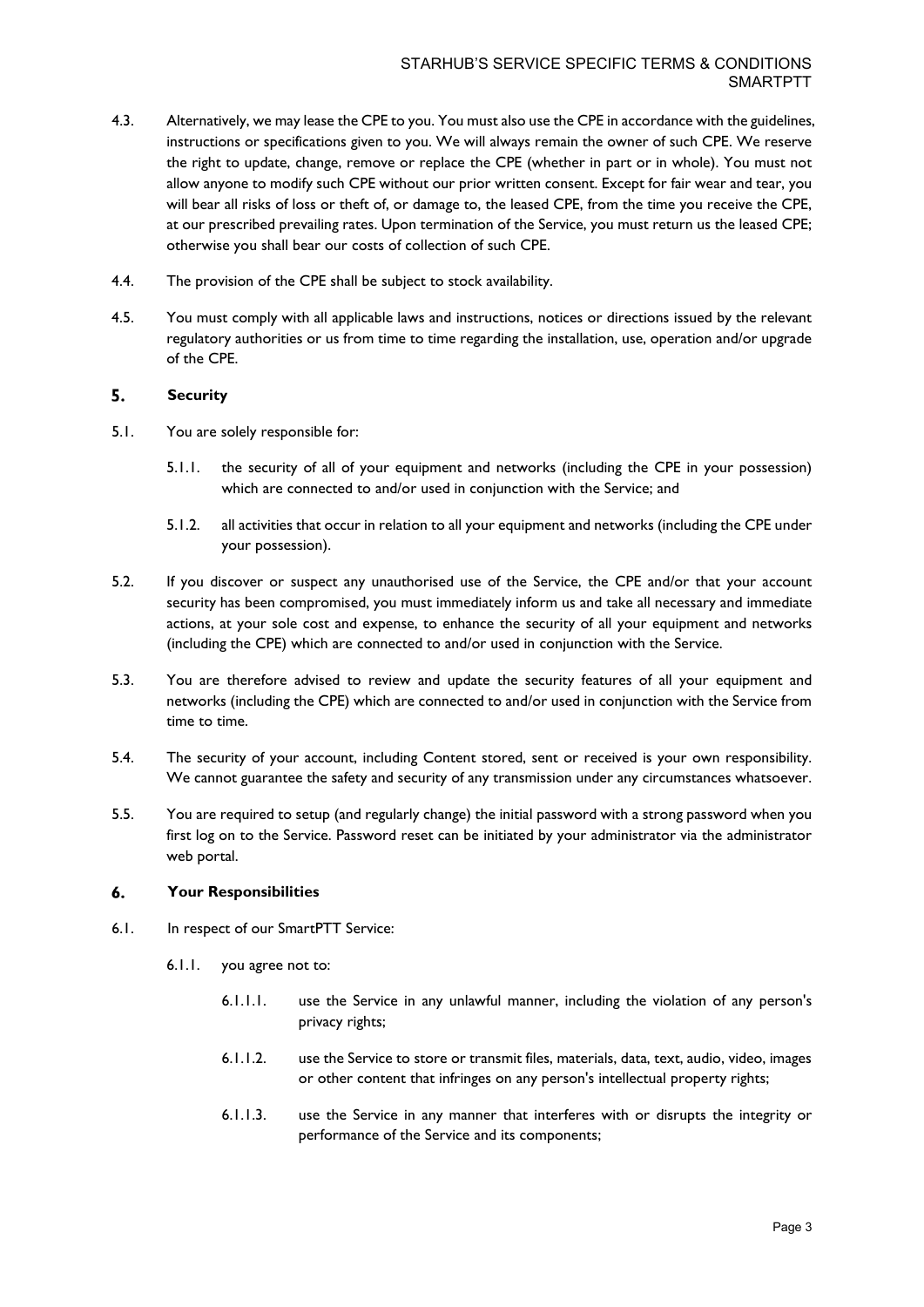4.3. Alternatively, we may lease the CPE to you. You must also use the CPE in accordance with the guidelines, instructions or specifications given to you. We will always remain the owner of such CPE. We reserve the right to update, change, remove or replace the CPE (whether in part or in whole). You must not allow anyone to modify such CPE without our prior written consent. Except for fair wear and tear, you will bear all risks of loss or theft of, or damage to, the leased CPE, from the time you receive the CPE, at our prescribed prevailing rates. Upon termination of the Service, you must return us the leased CPE; otherwise you shall bear our costs of collection of such CPE.

4.4. The provision of the CPE shall be subject to stock availability.

4.5. You must comply with all applicable laws and instructions, notices or directions issued by the relevant regulatory authorities or us from time to time regarding the installation, use, operation and/or upgrade of the CPE.

## 5. Security

5.1. You are solely responsible for:

5.1.1. the security of all of your equipment and networks (including the CPE in your possession) which are connected to and/or used in conjunction with the Service; and

5.1.2. all activities that occur in relation to all your equipment and networks (including the CPE under your possession).

5.2. If you discover or suspect any unauthorised use of the Service, the CPE and/or that your account security has been compromised, you must immediately inform us and take all necessary and immediate actions, at your sole cost and expense, to enhance the security of all your equipment and networks (including the CPE) which are connected to and/or used in conjunction with the Service.

5.3. You are therefore advised to review and update the security features of all your equipment and networks (including the CPE) which are connected to and/or used in conjunction with the Service from time to time.

5.4. The security of your account, including Content stored, sent or received is your own responsibility. We cannot guarantee the safety and security of any transmission under any circumstances whatsoever.

5.5. You are required to setup (and regularly change) the initial password with a strong password when you first log on to the Service. Password reset can be initiated by your administrator via the administrator web portal.

## 6. Your Responsibilities

6.1. In respect of our SmartPTT Service:

6.1.1. you agree not to:

6.1.1.1. use the Service in any unlawful manner, including the violation of any person's privacy rights;

6.1.1.2. use the Service to store or transmit files, materials, data, text, audio, video, images or other content that infringes on any person's intellectual property rights;

6.1.1.3. use the Service in any manner that interferes with or disrupts the integrity or performance of the Service and its components;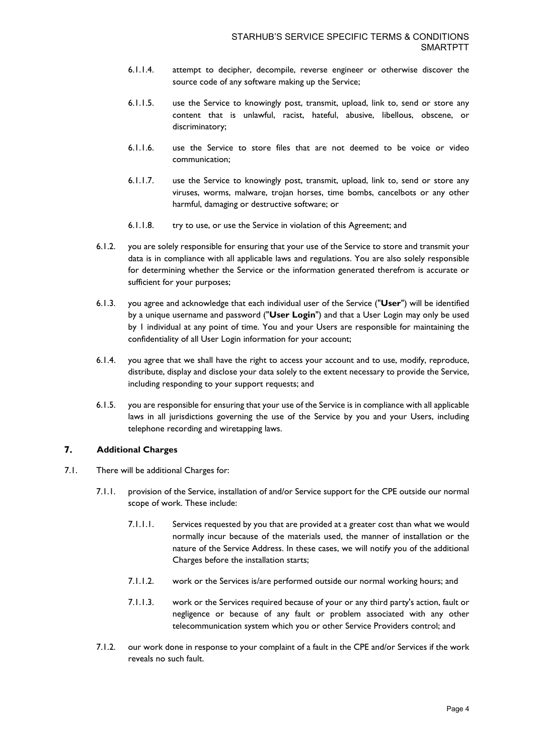6.1.1.4. attempt to decipher, decompile, reverse engineer or otherwise discover the source code of any software making up the Service;

6.1.1.5. use the Service to knowingly post, transmit, upload, link to, send or store any content that is unlawful, racist, hateful, abusive, libellous, obscene, or discriminatory;

6.1.1.6. use the Service to store files that are not deemed to be voice or video communication;

6.1.1.7. use the Service to knowingly post, transmit, upload, link to, send or store any viruses, worms, malware, trojan horses, time bombs, cancelbots or any other harmful, damaging or destructive software; or

6.1.1.8. try to use, or use the Service in violation of this Agreement; and

6.1.2. you are solely responsible for ensuring that your use of the Service to store and transmit your data is in compliance with all applicable laws and regulations. You are also solely responsible for determining whether the Service or the information generated therefrom is accurate or sufficient for your purposes;

6.1.3. you agree and acknowledge that each individual user of the Service ("**User**") will be identified by a unique username and password ("**User Login**") and that a User Login may only be used by 1 individual at any point of time. You and your Users are responsible for maintaining the confidentiality of all User Login information for your account;

6.1.4. you agree that we shall have the right to access your account and to use, modify, reproduce, distribute, display and disclose your data solely to the extent necessary to provide the Service, including responding to your support requests; and

6.1.5. you are responsible for ensuring that your use of the Service is in compliance with all applicable laws in all jurisdictions governing the use of the Service by you and your Users, including telephone recording and wiretapping laws.

## 7. Additional Charges

7.1. There will be additional Charges for:

7.1.1. provision of the Service, installation of and/or Service support for the CPE outside our normal scope of work. These include:

7.1.1.1. Services requested by you that are provided at a greater cost than what we would normally incur because of the materials used, the manner of installation or the nature of the Service Address. In these cases, we will notify you of the additional Charges before the installation starts;

7.1.1.2. work or the Services is/are performed outside our normal working hours; and

7.1.1.3. work or the Services required because of your or any third party's action, fault or negligence or because of any fault or problem associated with any other telecommunication system which you or other Service Providers control; and

7.1.2. our work done in response to your complaint of a fault in the CPE and/or Services if the work reveals no such fault.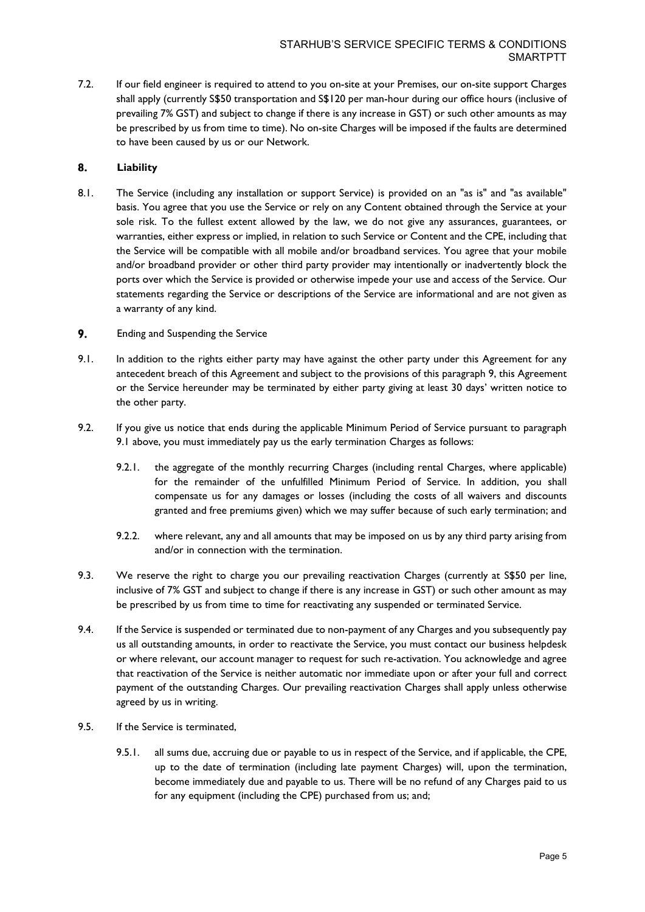7.2. If our field engineer is required to attend to you on-site at your Premises, our on-site support Charges shall apply (currently S$50 transportation and S$120 per man-hour during our office hours (inclusive of prevailing 7% GST) and subject to change if there is any increase in GST) or such other amounts as may be prescribed by us from time to time). No on-site Charges will be imposed if the faults are determined to have been caused by us or our Network.

## 8. Liability

8.1. The Service (including any installation or support Service) is provided on an "as is" and "as available" basis. You agree that you use the Service or rely on any Content obtained through the Service at your sole risk. To the fullest extent allowed by the law, we do not give any assurances, guarantees, or warranties, either express or implied, in relation to such Service or Content and the CPE, including that the Service will be compatible with all mobile and/or broadband services. You agree that your mobile and/or broadband provider or other third party provider may intentionally or inadvertently block the ports over which the Service is provided or otherwise impede your use and access of the Service. Our statements regarding the Service or descriptions of the Service are informational and are not given as a warranty of any kind.

## 9. Ending and Suspending the Service

9.1. In addition to the rights either party may have against the other party under this Agreement for any antecedent breach of this Agreement and subject to the provisions of this paragraph 9, this Agreement or the Service hereunder may be terminated by either party giving at least 30 days' written notice to the other party.

9.2. If you give us notice that ends during the applicable Minimum Period of Service pursuant to paragraph 9.1 above, you must immediately pay us the early termination Charges as follows:

9.2.1. the aggregate of the monthly recurring Charges (including rental Charges, where applicable) for the remainder of the unfulfilled Minimum Period of Service. In addition, you shall compensate us for any damages or losses (including the costs of all waivers and discounts granted and free premiums given) which we may suffer because of such early termination; and

9.2.2. where relevant, any and all amounts that may be imposed on us by any third party arising from and/or in connection with the termination.

9.3. We reserve the right to charge you our prevailing reactivation Charges (currently at S$50 per line, inclusive of 7% GST and subject to change if there is any increase in GST) or such other amount as may be prescribed by us from time to time for reactivating any suspended or terminated Service.

9.4. If the Service is suspended or terminated due to non-payment of any Charges and you subsequently pay us all outstanding amounts, in order to reactivate the Service, you must contact our business helpdesk or where relevant, our account manager to request for such re-activation. You acknowledge and agree that reactivation of the Service is neither automatic nor immediate upon or after your full and correct payment of the outstanding Charges. Our prevailing reactivation Charges shall apply unless otherwise agreed by us in writing.

9.5. If the Service is terminated,

9.5.1. all sums due, accruing due or payable to us in respect of the Service, and if applicable, the CPE, up to the date of termination (including late payment Charges) will, upon the termination, become immediately due and payable to us. There will be no refund of any Charges paid to us for any equipment (including the CPE) purchased from us; and;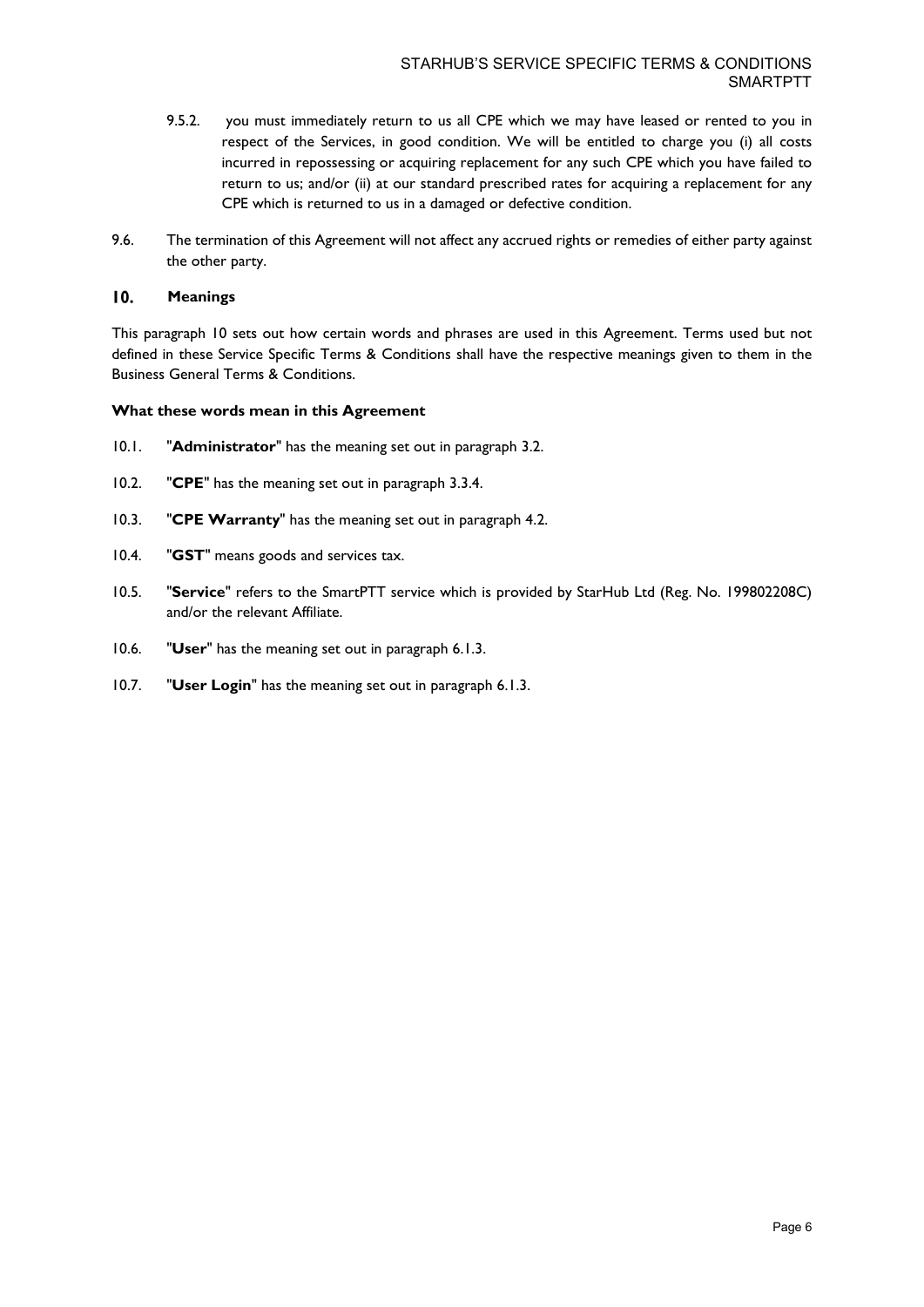9.5.2. you must immediately return to us all CPE which we may have leased or rented to you in respect of the Services, in good condition. We will be entitled to charge you (i) all costs incurred in repossessing or acquiring replacement for any such CPE which you have failed to return to us; and/or (ii) at our standard prescribed rates for acquiring a replacement for any CPE which is returned to us in a damaged or defective condition.

9.6. The termination of this Agreement will not affect any accrued rights or remedies of either party against the other party.

## 10. Meanings

This paragraph 10 sets out how certain words and phrases are used in this Agreement. Terms used but not defined in these Service Specific Terms & Conditions shall have the respective meanings given to them in the Business General Terms & Conditions.

**What these words mean in this Agreement**

10.1. "**Administrator**" has the meaning set out in paragraph 3.2.

10.2. "**CPE**" has the meaning set out in paragraph 3.3.4.

10.3. "**CPE Warranty**" has the meaning set out in paragraph 4.2.

10.4. "**GST**" means goods and services tax.

10.5. "**Service**" refers to the SmartPTT service which is provided by StarHub Ltd (Reg. No. 199802208C) and/or the relevant Affiliate.

10.6. "**User**" has the meaning set out in paragraph 6.1.3.

10.7. "**User Login**" has the meaning set out in paragraph 6.1.3.